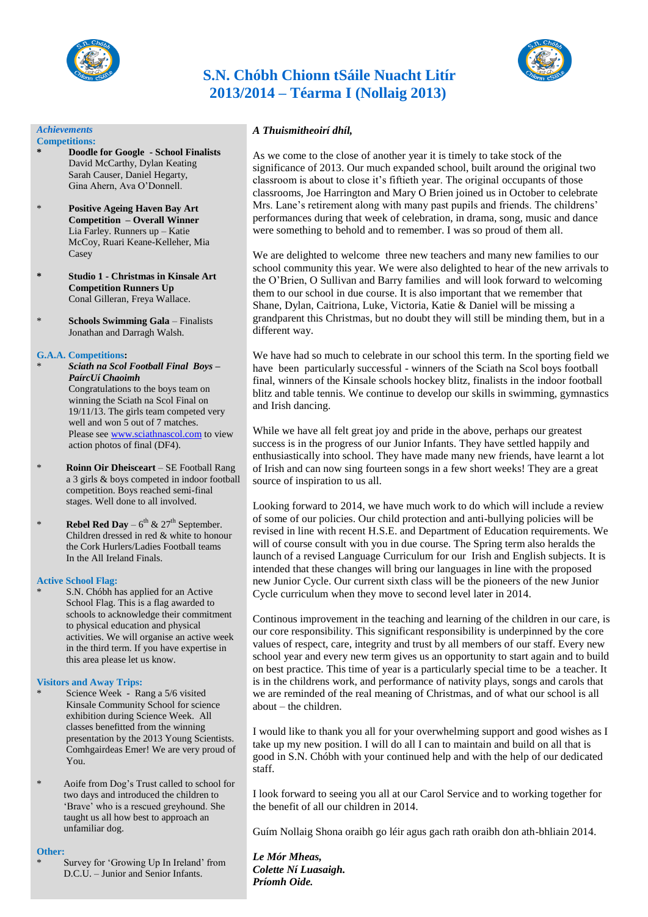# S.N. Chóbh Chionn tSáile Nuacht Litír
# 2013/2014 – Téarma I (Nollaig 2013)

*Achievements*

**Competitions:**

* **Doodle for Google - School Finalists**
  David McCarthy, Dylan Keating
  Sarah Causer, Daniel Hegarty,
  Gina Ahern, Ava O'Donnell.

* **Positive Ageing Haven Bay Art Competition – Overall Winner**
  Lia Farley. Runners up – Katie McCoy, Ruari Keane-Kelleher, Mia Casey

* **Studio 1 - Christmas in Kinsale Art Competition Runners Up**
  Conal Gilleran, Freya Wallace.

* **Schools Swimming Gala** – Finalists
  Jonathan and Darragh Walsh.

**G.A.A. Competitions:**

* ***Sciath na Scol Football Final Boys – PáircUí Chaoimh***
  Congratulations to the boys team on winning the Sciath na Scol Final on 19/11/13. The girls team competed very well and won 5 out of 7 matches.
  Please see www.sciathnascol.com to view action photos of final (DF4).

* **Roinn Oir Dheisceart** – SE Football Rang a 3 girls & boys competed in indoor football competition. Boys reached semi-final stages. Well done to all involved.

* **Rebel Red Day** – 6th & 27th September. Children dressed in red & white to honour the Cork Hurlers/Ladies Football teams In the All Ireland Finals.

**Active School Flag:**

* S.N. Chóbh has applied for an Active School Flag. This is a flag awarded to schools to acknowledge their commitment to physical education and physical activities. We will organise an active week in the third term. If you have expertise in this area please let us know.

**Visitors and Away Trips:**

* Science Week - Rang a 5/6 visited Kinsale Community School for science exhibition during Science Week. All classes benefitted from the winning presentation by the 2013 Young Scientists. Comhgairdeas Emer! We are very proud of You.

* Aoife from Dog's Trust called to school for two days and introduced the children to 'Brave' who is a rescued greyhound. She taught us all how best to approach an unfamiliar dog.

**Other:**

* Survey for 'Growing Up In Ireland' from D.C.U. – Junior and Senior Infants.

***A Thuismitheoirí dhíl,***

As we come to the close of another year it is timely to take stock of the significance of 2013. Our much expanded school, built around the original two classroom is about to close it's fiftieth year. The original occupants of those classrooms, Joe Harrington and Mary O Brien joined us in October to celebrate Mrs. Lane's retirement along with many past pupils and friends. The childrens' performances during that week of celebration, in drama, song, music and dance were something to behold and to remember. I was so proud of them all.

We are delighted to welcome three new teachers and many new families to our school community this year. We were also delighted to hear of the new arrivals to the O'Brien, O Sullivan and Barry families and will look forward to welcoming them to our school in due course. It is also important that we remember that Shane, Dylan, Caitriona, Luke, Victoria, Katie & Daniel will be missing a grandparent this Christmas, but no doubt they will still be minding them, but in a different way.

We have had so much to celebrate in our school this term. In the sporting field we have been particularly successful - winners of the Sciath na Scol boys football final, winners of the Kinsale schools hockey blitz, finalists in the indoor football blitz and table tennis. We continue to develop our skills in swimming, gymnastics and Irish dancing.

While we have all felt great joy and pride in the above, perhaps our greatest success is in the progress of our Junior Infants. They have settled happily and enthusiastically into school. They have made many new friends, have learnt a lot of Irish and can now sing fourteen songs in a few short weeks! They are a great source of inspiration to us all.

Looking forward to 2014, we have much work to do which will include a review of some of our policies. Our child protection and anti-bullying policies will be revised in line with recent H.S.E. and Department of Education requirements. We will of course consult with you in due course. The Spring term also heralds the launch of a revised Language Curriculum for our Irish and English subjects. It is intended that these changes will bring our languages in line with the proposed new Junior Cycle. Our current sixth class will be the pioneers of the new Junior Cycle curriculum when they move to second level later in 2014.

Continous improvement in the teaching and learning of the children in our care, is our core responsibility. This significant responsibility is underpinned by the core values of respect, care, integrity and trust by all members of our staff. Every new school year and every new term gives us an opportunity to start again and to build on best practice. This time of year is a particularly special time to be a teacher. It is in the childrens work, and performance of nativity plays, songs and carols that we are reminded of the real meaning of Christmas, and of what our school is all about – the children.

I would like to thank you all for your overwhelming support and good wishes as I take up my new position. I will do all I can to maintain and build on all that is good in S.N. Chóbh with your continued help and with the help of our dedicated staff.

I look forward to seeing you all at our Carol Service and to working together for the benefit of all our children in 2014.

Guím Nollaig Shona oraibh go léir agus gach rath oraibh don ath-bhliain 2014.

***Le Mór Mheas,***
***Colette Ní Luasaigh.***
***Príomh Oide.***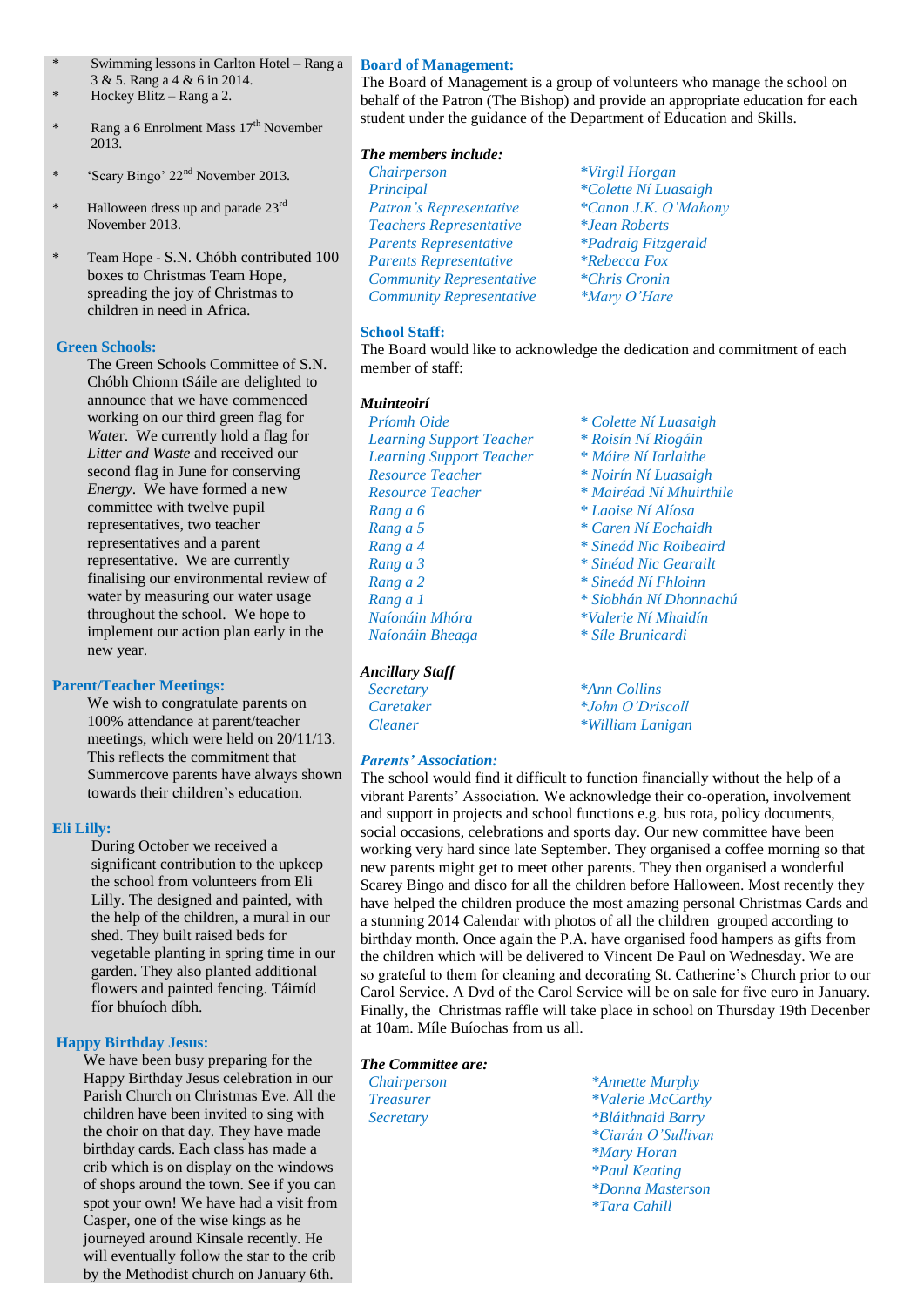- Swimming lessons in Carlton Hotel – Rang a 3 & 5. Rang a 4 & 6 in 2014.
- Hockey Blitz – Rang a 2.
- Rang a 6 Enrolment Mass 17th November 2013.
- 'Scary Bingo' 22nd November 2013.
- Halloween dress up and parade 23rd November 2013.
- Team Hope - S.N. Chóbh contributed 100 boxes to Christmas Team Hope, spreading the joy of Christmas to children in need in Africa.

## Green Schools:

The Green Schools Committee of S.N. Chóbh Chionn tSáile are delighted to announce that we have commenced working on our third green flag for *Water*. We currently hold a flag for *Litter and Waste* and received our second flag in June for conserving *Energy*. We have formed a new committee with twelve pupil representatives, two teacher representatives and a parent representative. We are currently finalising our environmental review of water by measuring our water usage throughout the school. We hope to implement our action plan early in the new year.

## Parent/Teacher Meetings:

We wish to congratulate parents on 100% attendance at parent/teacher meetings, which were held on 20/11/13. This reflects the commitment that Summercove parents have always shown towards their children's education.

## Eli Lilly:

During October we received a significant contribution to the upkeep the school from volunteers from Eli Lilly. The designed and painted, with the help of the children, a mural in our shed. They built raised beds for vegetable planting in spring time in our garden. They also planted additional flowers and painted fencing. Táimíd fíor bhuíoch díbh.

## Happy Birthday Jesus:

We have been busy preparing for the Happy Birthday Jesus celebration in our Parish Church on Christmas Eve. All the children have been invited to sing with the choir on that day. They have made birthday cards. Each class has made a crib which is on display on the windows of shops around the town. See if you can spot your own! We have had a visit from Casper, one of the wise kings as he journeyed around Kinsale recently. He will eventually follow the star to the crib by the Methodist church on January 6th.

## Board of Management:

The Board of Management is a group of volunteers who manage the school on behalf of the Patron (The Bishop) and provide an appropriate education for each student under the guidance of the Department of Education and Skills.

***The members include:***

| | |
|---|---|
| *Chairperson* | *\*Virgil Horgan* |
| *Principal* | *\*Colette Ní Luasaigh* |
| *Patron's Representative* | *\*Canon J.K. O'Mahony* |
| *Teachers Representative* | *\*Jean Roberts* |
| *Parents Representative* | *\*Padraig Fitzgerald* |
| *Parents Representative* | *\*Rebecca Fox* |
| *Community Representative* | *\*Chris Cronin* |
| *Community Representative* | *\*Mary O'Hare* |

## School Staff:

The Board would like to acknowledge the dedication and commitment of each member of staff:

***Muinteoirí***

| | |
|---|---|
| *Príomh Oide* | *\* Colette Ní Luasaigh* |
| *Learning Support Teacher* | *\* Roisín Ní Riogáin* |
| *Learning Support Teacher* | *\* Máire Ní Iarlaithe* |
| *Resource Teacher* | *\* Noirín Ní Luasaigh* |
| *Resource Teacher* | *\* Mairéad Ní Mhuirthile* |
| *Rang a 6* | *\* Laoise Ní Alíosa* |
| *Rang a 5* | *\* Caren Ní Eochaidh* |
| *Rang a 4* | *\* Sineád Nic Roibeaird* |
| *Rang a 3* | *\* Sinéad Nic Gearailt* |
| *Rang a 2* | *\* Sineád Ní Fhloinn* |
| *Rang a 1* | *\* Siobhán Ní Dhonnachú* |
| *Naíonáin Mhóra* | *\*Valerie Ní Mhaidín* |
| *Naíonáin Bheaga* | *\* Síle Brunicardi* |

***Ancillary Staff***

| | |
|---|---|
| *Secretary* | *\*Ann Collins* |
| *Caretaker* | *\*John O'Driscoll* |
| *Cleaner* | *\*William Lanigan* |

## *Parents' Association:*

The school would find it difficult to function financially without the help of a vibrant Parents' Association. We acknowledge their co-operation, involvement and support in projects and school functions e.g. bus rota, policy documents, social occasions, celebrations and sports day. Our new committee have been working very hard since late September. They organised a coffee morning so that new parents might get to meet other parents. They then organised a wonderful Scarey Bingo and disco for all the children before Halloween. Most recently they have helped the children produce the most amazing personal Christmas Cards and a stunning 2014 Calendar with photos of all the children grouped according to birthday month. Once again the P.A. have organised food hampers as gifts from the children which will be delivered to Vincent De Paul on Wednesday. We are so grateful to them for cleaning and decorating St. Catherine's Church prior to our Carol Service. A Dvd of the Carol Service will be on sale for five euro in January. Finally, the Christmas raffle will take place in school on Thursday 19th Decenber at 10am. Míle Buíochas from us all.

***The Committee are:***

| | |
|---|---|
| *Chairperson* | *\*Annette Murphy* |
| *Treasurer* | *\*Valerie McCarthy* |
| *Secretary* | *\*Bláithnaid Barry* |
| | *\*Ciarán O'Sullivan* |
| | *\*Mary Horan* |
| | *\*Paul Keating* |
| | *\*Donna Masterson* |
| | *\*Tara Cahill* |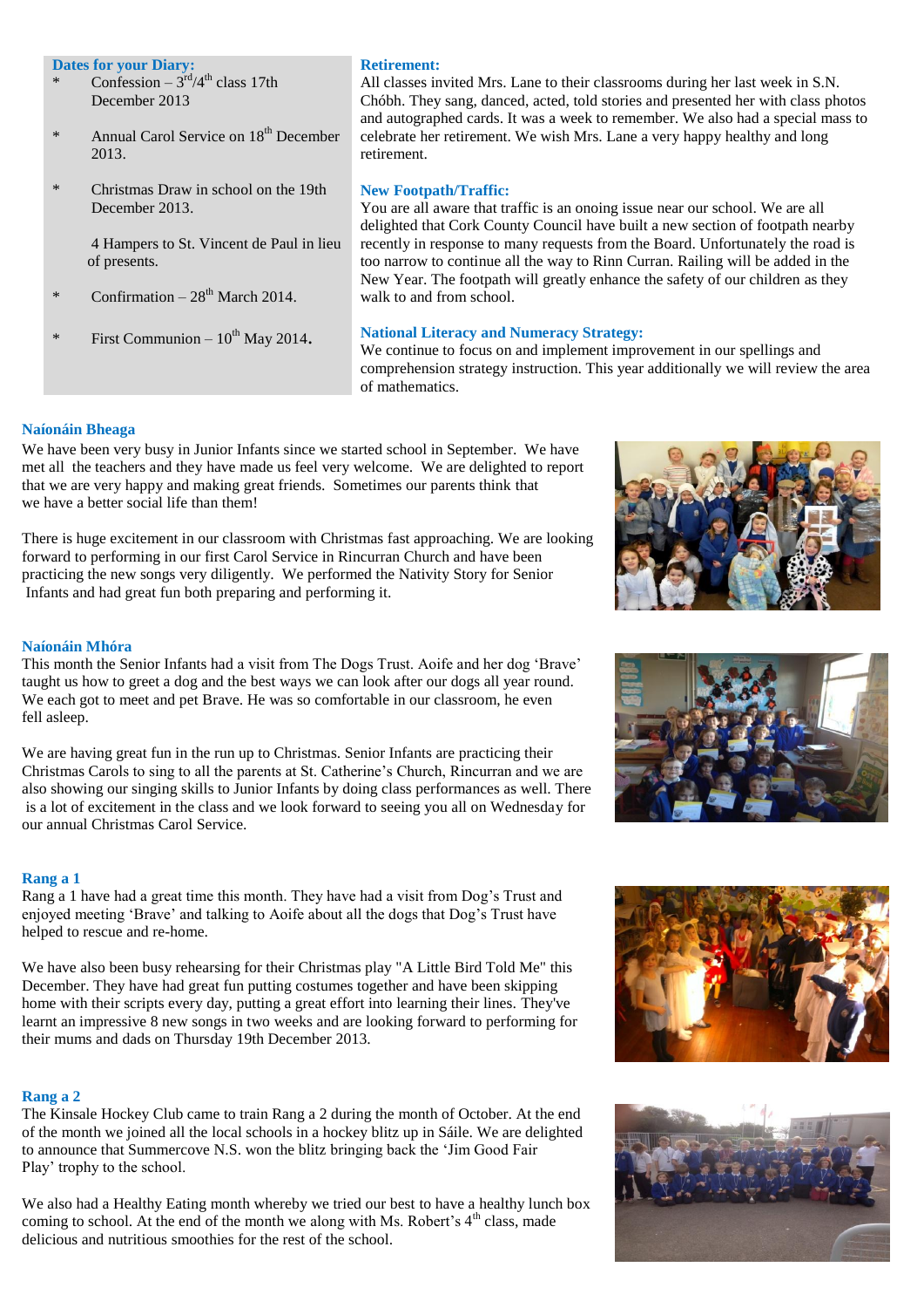## Dates for your Diary:

- Confession – 3rd/4th class 17th December 2013
- Annual Carol Service on 18th December 2013.
- Christmas Draw in school on the 19th December 2013.

  4 Hampers to St. Vincent de Paul in lieu of presents.
- Confirmation – 28th March 2014.
- First Communion – 10th May 2014.

## Retirement:

All classes invited Mrs. Lane to their classrooms during her last week in S.N. Chóbh. They sang, danced, acted, told stories and presented her with class photos and autographed cards. It was a week to remember. We also had a special mass to celebrate her retirement. We wish Mrs. Lane a very happy healthy and long retirement.

## New Footpath/Traffic:

You are all aware that traffic is an onoing issue near our school. We are all delighted that Cork County Council have built a new section of footpath nearby recently in response to many requests from the Board. Unfortunately the road is too narrow to continue all the way to Rinn Curran. Railing will be added in the New Year. The footpath will greatly enhance the safety of our children as they walk to and from school.

## National Literacy and Numeracy Strategy:

We continue to focus on and implement improvement in our spellings and comprehension strategy instruction. This year additionally we will review the area of mathematics.

## Naíonáin Bheaga

We have been very busy in Junior Infants since we started school in September. We have met all the teachers and they have made us feel very welcome. We are delighted to report that we are very happy and making great friends. Sometimes our parents think that we have a better social life than them!

There is huge excitement in our classroom with Christmas fast approaching. We are looking forward to performing in our first Carol Service in Rincurran Church and have been practicing the new songs very diligently. We performed the Nativity Story for Senior Infants and had great fun both preparing and performing it.

## Naíonáin Mhóra

This month the Senior Infants had a visit from The Dogs Trust. Aoife and her dog 'Brave' taught us how to greet a dog and the best ways we can look after our dogs all year round. We each got to meet and pet Brave. He was so comfortable in our classroom, he even fell asleep.

We are having great fun in the run up to Christmas. Senior Infants are practicing their Christmas Carols to sing to all the parents at St. Catherine's Church, Rincurran and we are also showing our singing skills to Junior Infants by doing class performances as well. There is a lot of excitement in the class and we look forward to seeing you all on Wednesday for our annual Christmas Carol Service.

## Rang a 1

Rang a 1 have had a great time this month. They have had a visit from Dog's Trust and enjoyed meeting 'Brave' and talking to Aoife about all the dogs that Dog's Trust have helped to rescue and re-home.

We have also been busy rehearsing for their Christmas play "A Little Bird Told Me" this December. They have had great fun putting costumes together and have been skipping home with their scripts every day, putting a great effort into learning their lines. They've learnt an impressive 8 new songs in two weeks and are looking forward to performing for their mums and dads on Thursday 19th December 2013.

## Rang a 2

The Kinsale Hockey Club came to train Rang a 2 during the month of October. At the end of the month we joined all the local schools in a hockey blitz up in Sáile. We are delighted to announce that Summercove N.S. won the blitz bringing back the 'Jim Good Fair Play' trophy to the school.

We also had a Healthy Eating month whereby we tried our best to have a healthy lunch box coming to school. At the end of the month we along with Ms. Robert's 4th class, made delicious and nutritious smoothies for the rest of the school.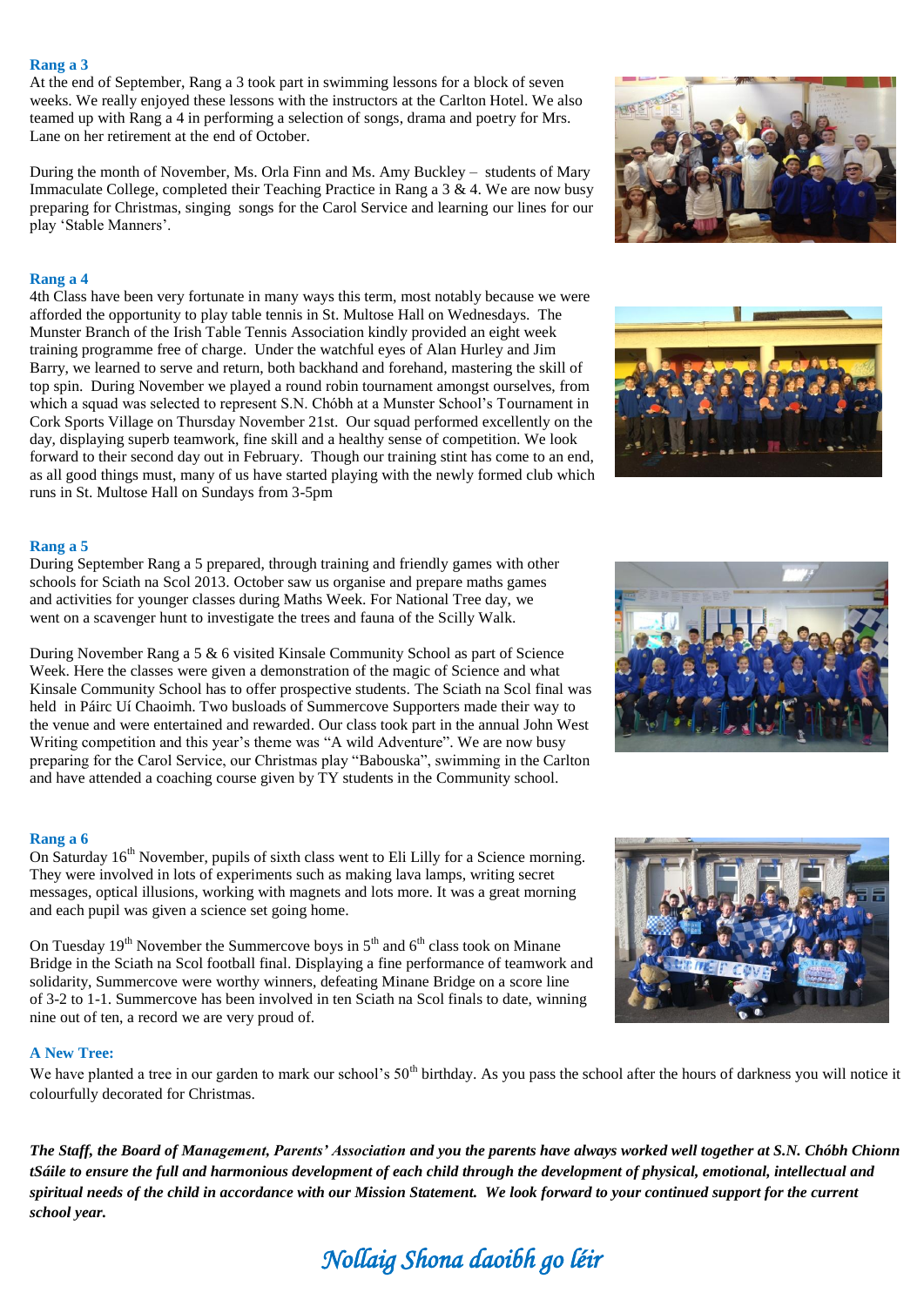## Rang a 3

At the end of September, Rang a 3 took part in swimming lessons for a block of seven weeks. We really enjoyed these lessons with the instructors at the Carlton Hotel. We also teamed up with Rang a 4 in performing a selection of songs, drama and poetry for Mrs. Lane on her retirement at the end of October.

During the month of November, Ms. Orla Finn and Ms. Amy Buckley – students of Mary Immaculate College, completed their Teaching Practice in Rang a 3 & 4. We are now busy preparing for Christmas, singing songs for the Carol Service and learning our lines for our play 'Stable Manners'.

## Rang a 4

4th Class have been very fortunate in many ways this term, most notably because we were afforded the opportunity to play table tennis in St. Multose Hall on Wednesdays. The Munster Branch of the Irish Table Tennis Association kindly provided an eight week training programme free of charge. Under the watchful eyes of Alan Hurley and Jim Barry, we learned to serve and return, both backhand and forehand, mastering the skill of top spin. During November we played a round robin tournament amongst ourselves, from which a squad was selected to represent S.N. Chóbh at a Munster School's Tournament in Cork Sports Village on Thursday November 21st. Our squad performed excellently on the day, displaying superb teamwork, fine skill and a healthy sense of competition. We look forward to their second day out in February. Though our training stint has come to an end, as all good things must, many of us have started playing with the newly formed club which runs in St. Multose Hall on Sundays from 3-5pm

## Rang a 5

During September Rang a 5 prepared, through training and friendly games with other schools for Sciath na Scol 2013. October saw us organise and prepare maths games and activities for younger classes during Maths Week. For National Tree day, we went on a scavenger hunt to investigate the trees and fauna of the Scilly Walk.

During November Rang a 5 & 6 visited Kinsale Community School as part of Science Week. Here the classes were given a demonstration of the magic of Science and what Kinsale Community School has to offer prospective students. The Sciath na Scol final was held in Páirc Uí Chaoimh. Two busloads of Summercove Supporters made their way to the venue and were entertained and rewarded. Our class took part in the annual John West Writing competition and this year's theme was "A wild Adventure". We are now busy preparing for the Carol Service, our Christmas play "Babouska", swimming in the Carlton and have attended a coaching course given by TY students in the Community school.

## Rang a 6

On Saturday 16th November, pupils of sixth class went to Eli Lilly for a Science morning. They were involved in lots of experiments such as making lava lamps, writing secret messages, optical illusions, working with magnets and lots more. It was a great morning and each pupil was given a science set going home.

On Tuesday 19th November the Summercove boys in 5th and 6th class took on Minane Bridge in the Sciath na Scol football final. Displaying a fine performance of teamwork and solidarity, Summercove were worthy winners, defeating Minane Bridge on a score line of 3-2 to 1-1. Summercove has been involved in ten Sciath na Scol finals to date, winning nine out of ten, a record we are very proud of.

## A New Tree:

We have planted a tree in our garden to mark our school's 50th birthday. As you pass the school after the hours of darkness you will notice it colourfully decorated for Christmas.

***The Staff, the Board of Management, Parents' Association and you the parents have always worked well together at S.N. Chóbh Chionn tSáile to ensure the full and harmonious development of each child through the development of physical, emotional, intellectual and spiritual needs of the child in accordance with our Mission Statement. We look forward to your continued support for the current school year.***

*Nollaig Shona daoibh go léir*